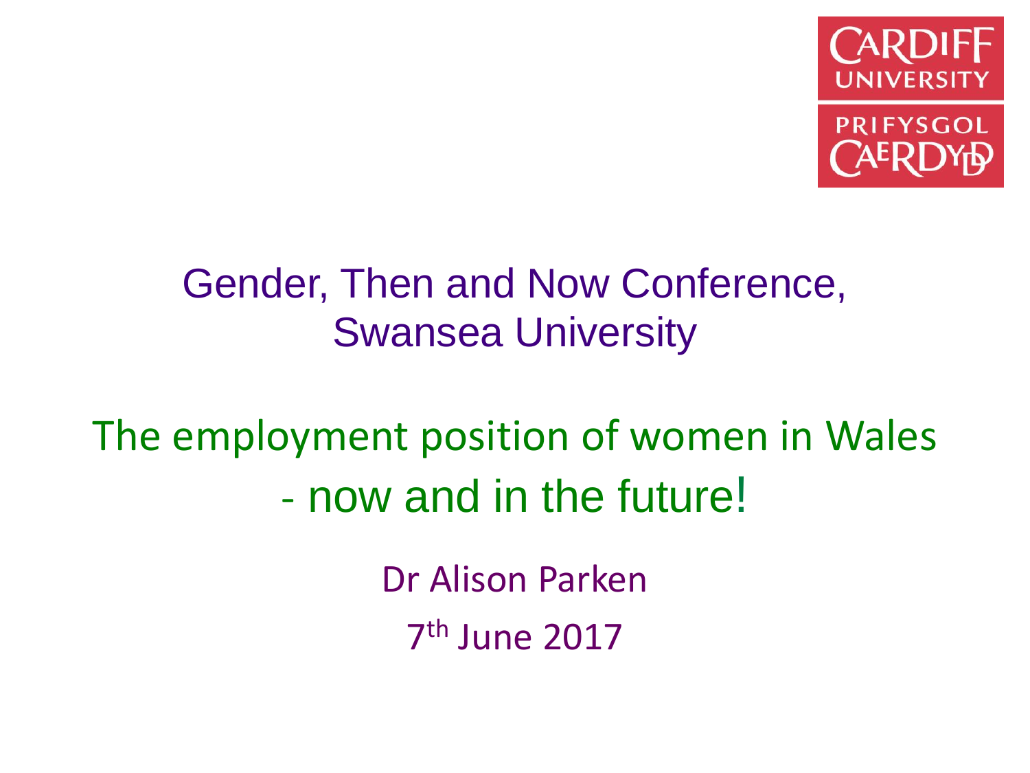CARDIFF UNIVERSITY
PRIFYSGOL CAERDYDD

Gender, Then and Now Conference, Swansea University

# The employment position of women in Wales - now and in the future!

Dr Alison Parken

7th June 2017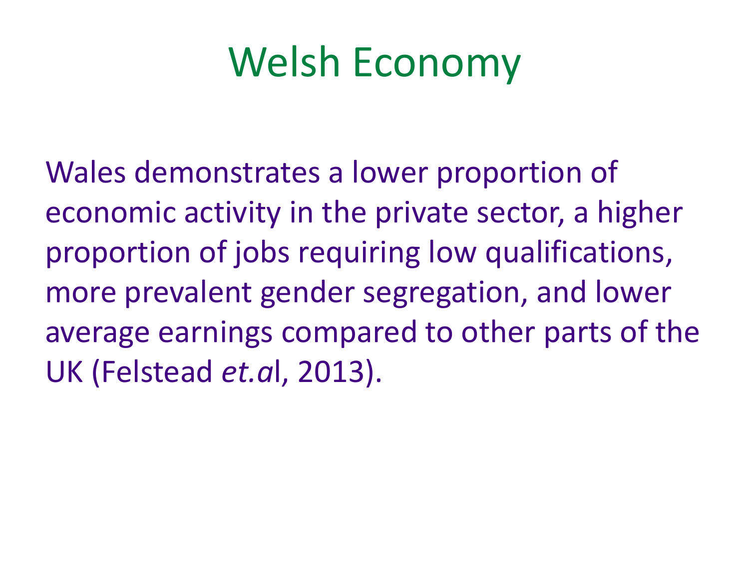# Welsh Economy

Wales demonstrates a lower proportion of economic activity in the private sector, a higher proportion of jobs requiring low qualifications, more prevalent gender segregation, and lower average earnings compared to other parts of the UK (Felstead *et.a*l, 2013).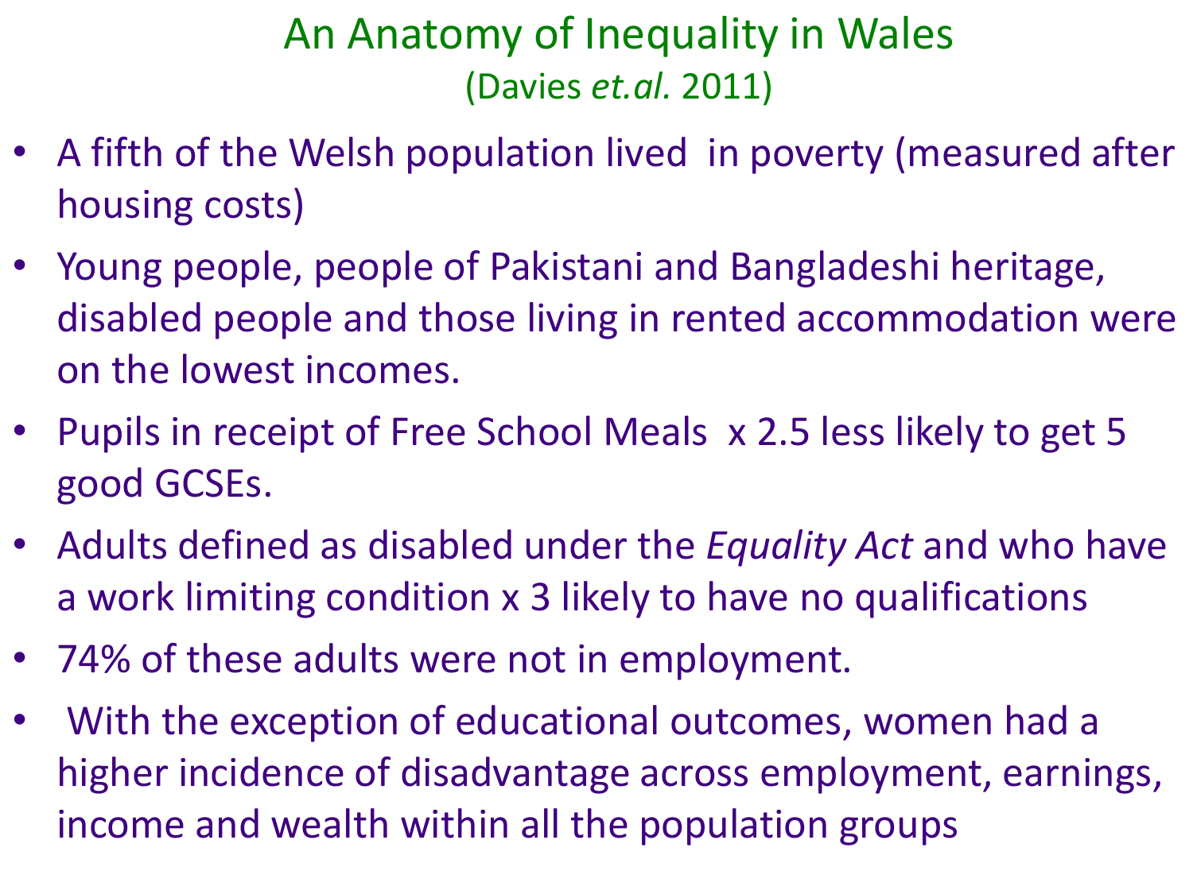# An Anatomy of Inequality in Wales

(Davies *et.al.* 2011)

- A fifth of the Welsh population lived in poverty (measured after housing costs)
- Young people, people of Pakistani and Bangladeshi heritage, disabled people and those living in rented accommodation were on the lowest incomes.
- Pupils in receipt of Free School Meals x 2.5 less likely to get 5 good GCSEs.
- Adults defined as disabled under the *Equality Act* and who have a work limiting condition x 3 likely to have no qualifications
- 74% of these adults were not in employment.
- With the exception of educational outcomes, women had a higher incidence of disadvantage across employment, earnings, income and wealth within all the population groups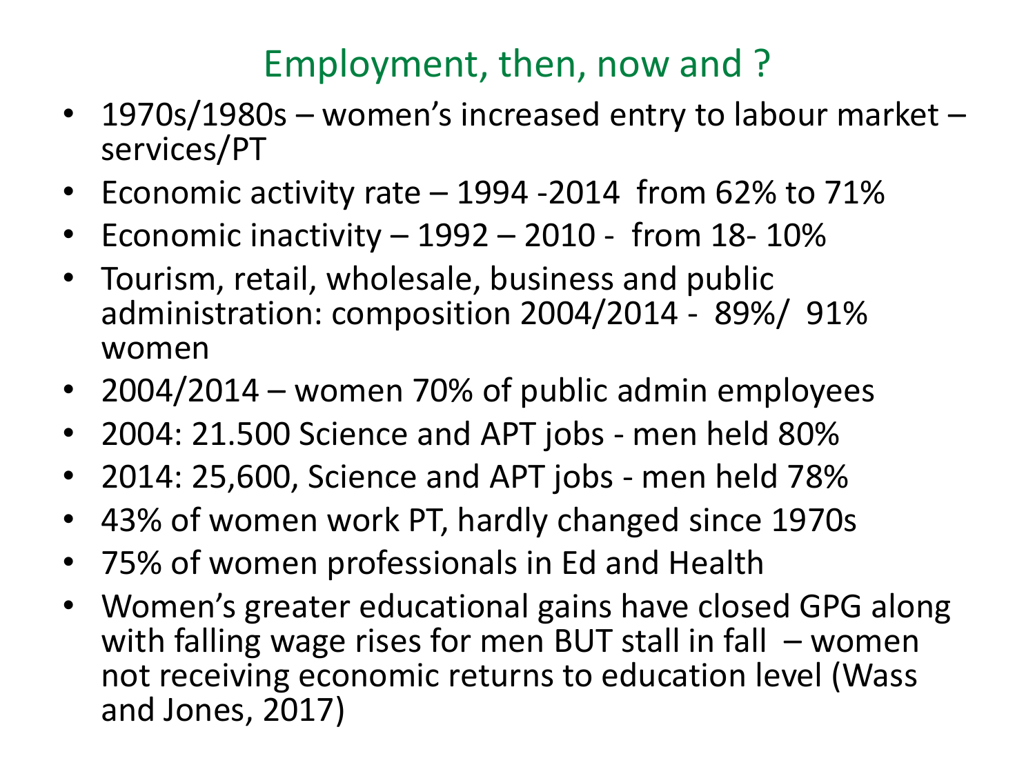# Employment, then, now and ?

- 1970s/1980s – women's increased entry to labour market – services/PT
- Economic activity rate – 1994 -2014 from 62% to 71%
- Economic inactivity – 1992 – 2010 - from 18- 10%
- Tourism, retail, wholesale, business and public administration: composition 2004/2014 - 89%/ 91% women
- 2004/2014 – women 70% of public admin employees
- 2004: 21.500 Science and APT jobs - men held 80%
- 2014: 25,600, Science and APT jobs - men held 78%
- 43% of women work PT, hardly changed since 1970s
- 75% of women professionals in Ed and Health
- Women's greater educational gains have closed GPG along with falling wage rises for men BUT stall in fall – women not receiving economic returns to education level (Wass and Jones, 2017)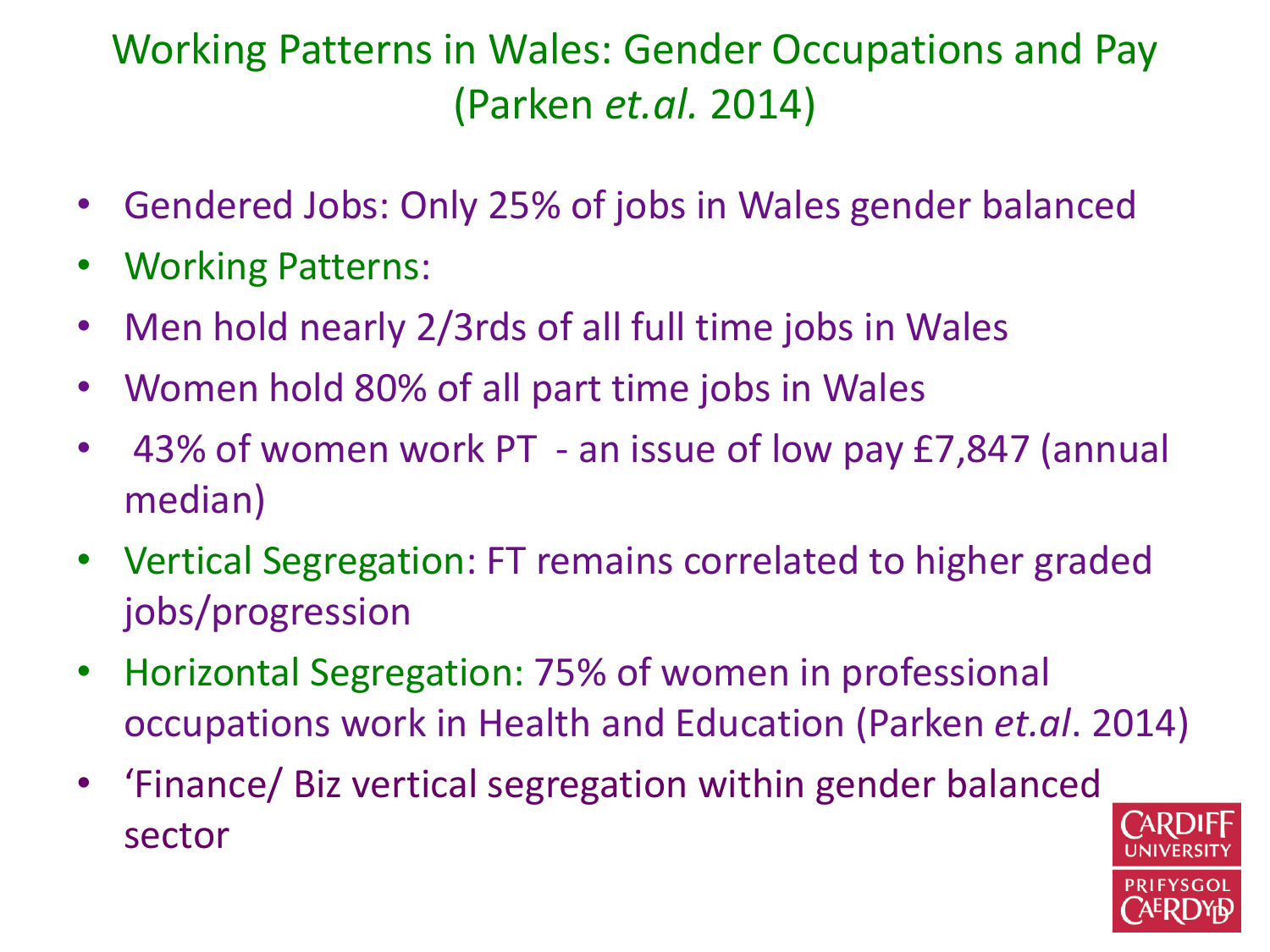# Working Patterns in Wales: Gender Occupations and Pay (Parken *et.al.* 2014)

- Gendered Jobs: Only 25% of jobs in Wales gender balanced
- Working Patterns:
- Men hold nearly 2/3rds of all full time jobs in Wales
- Women hold 80% of all part time jobs in Wales
- 43% of women work PT - an issue of low pay £7,847 (annual median)
- Vertical Segregation: FT remains correlated to higher graded jobs/progression
- Horizontal Segregation: 75% of women in professional occupations work in Health and Education (Parken *et.al*. 2014)
- 'Finance/ Biz vertical segregation within gender balanced sector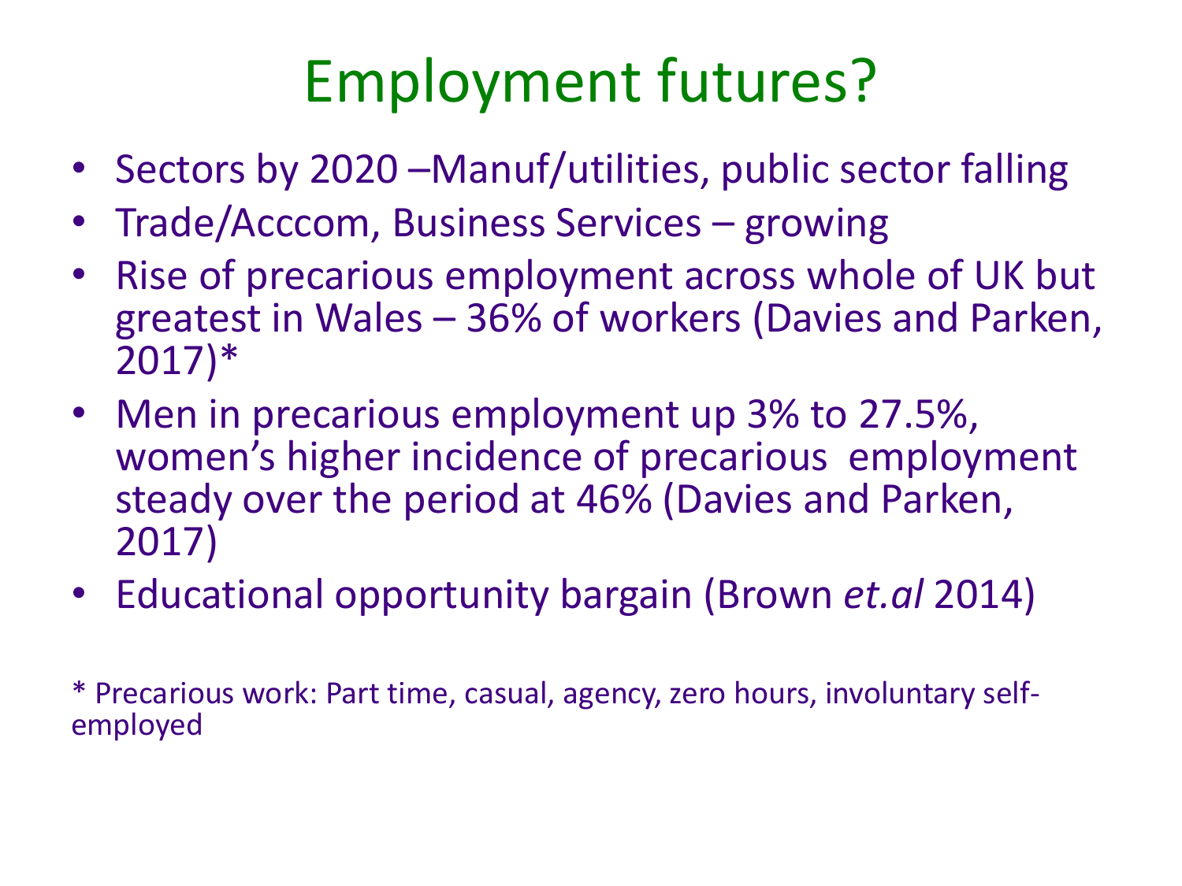# Employment futures?

- Sectors by 2020 –Manuf/utilities, public sector falling
- Trade/Acccom, Business Services – growing
- Rise of precarious employment across whole of UK but greatest in Wales – 36% of workers (Davies and Parken, 2017)*
- Men in precarious employment up 3% to 27.5%, women's higher incidence of precarious employment steady over the period at 46% (Davies and Parken, 2017)
- Educational opportunity bargain (Brown *et.al* 2014)

\* Precarious work: Part time, casual, agency, zero hours, involuntary self-employed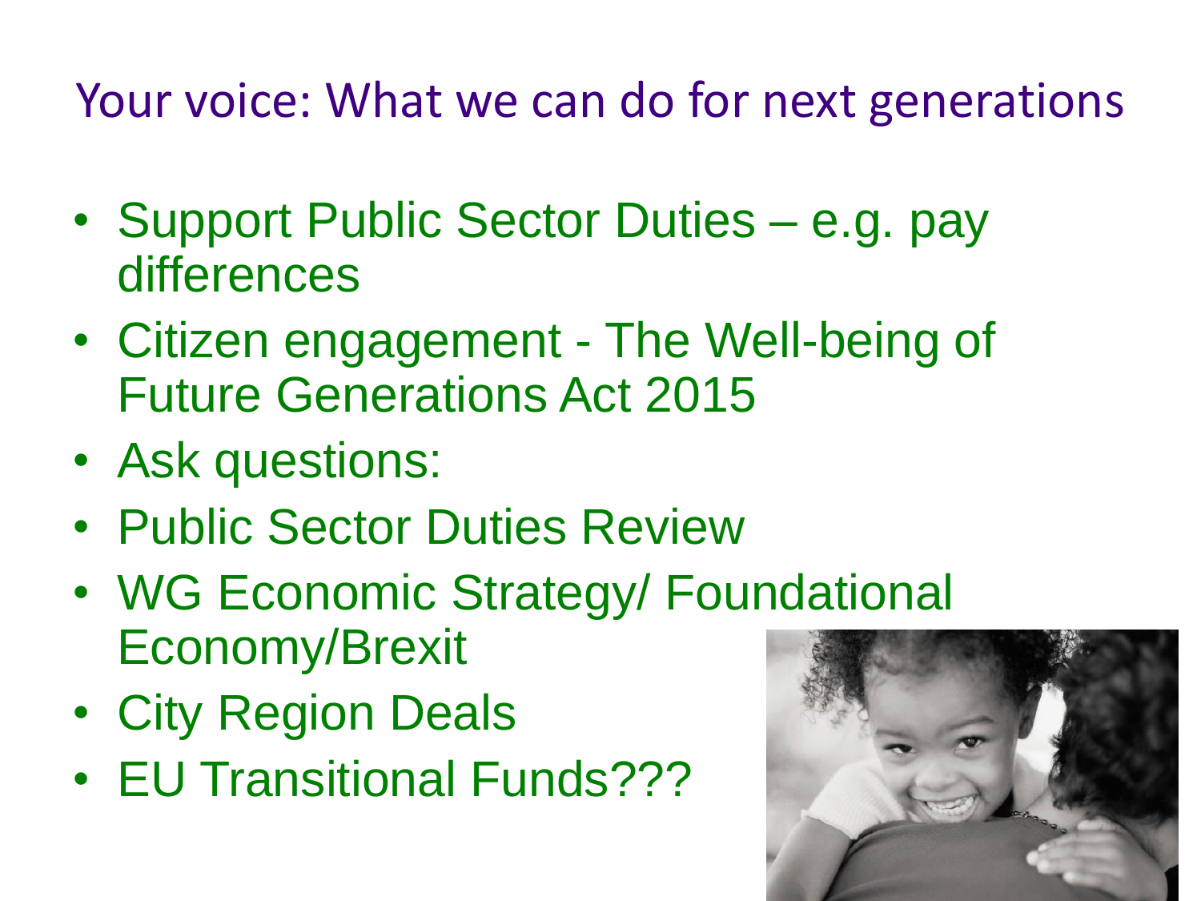## Your voice: What we can do for next generations

- Support Public Sector Duties – e.g. pay differences
- Citizen engagement - The Well-being of Future Generations Act 2015
- Ask questions:
- Public Sector Duties Review
- WG Economic Strategy/ Foundational Economy/Brexit
- City Region Deals
- EU Transitional Funds???